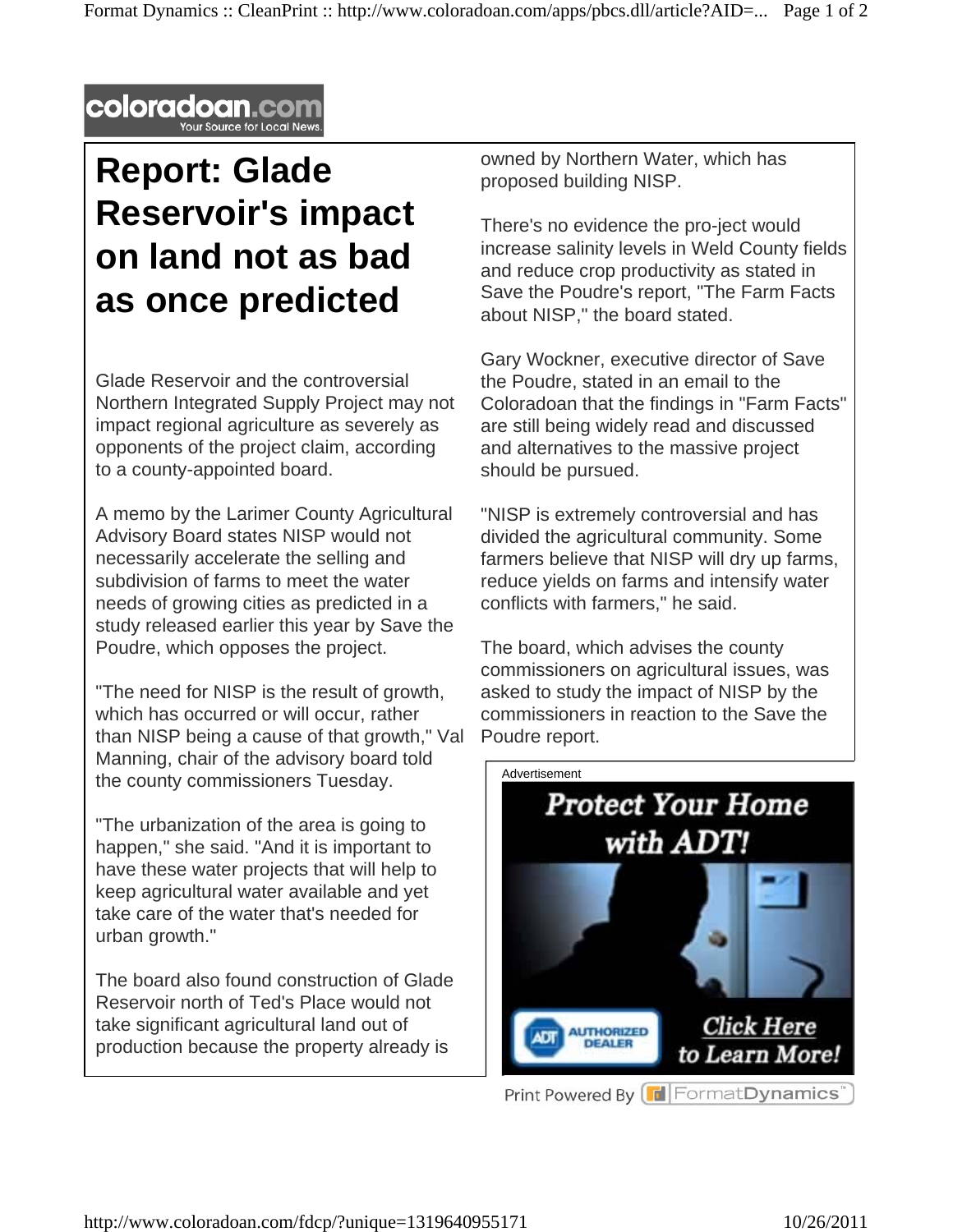coloradoan.com
Your Source for Local News

# Report: Glade Reservoir's impact on land not as bad as once predicted

Glade Reservoir and the controversial Northern Integrated Supply Project may not impact regional agriculture as severely as opponents of the project claim, according to a county-appointed board.

A memo by the Larimer County Agricultural Advisory Board states NISP would not necessarily accelerate the selling and subdivision of farms to meet the water needs of growing cities as predicted in a study released earlier this year by Save the Poudre, which opposes the project.

"The need for NISP is the result of growth, which has occurred or will occur, rather than NISP being a cause of that growth," Val Manning, chair of the advisory board told the county commissioners Tuesday.

"The urbanization of the area is going to happen," she said. "And it is important to have these water projects that will help to keep agricultural water available and yet take care of the water that's needed for urban growth."

The board also found construction of Glade Reservoir north of Ted's Place would not take significant agricultural land out of production because the property already is owned by Northern Water, which has proposed building NISP.

There's no evidence the pro-ject would increase salinity levels in Weld County fields and reduce crop productivity as stated in Save the Poudre's report, "The Farm Facts about NISP," the board stated.

Gary Wockner, executive director of Save the Poudre, stated in an email to the Coloradoan that the findings in "Farm Facts" are still being widely read and discussed and alternatives to the massive project should be pursued.

"NISP is extremely controversial and has divided the agricultural community. Some farmers believe that NISP will dry up farms, reduce yields on farms and intensify water conflicts with farmers," he said.

The board, which advises the county commissioners on agricultural issues, was asked to study the impact of NISP by the commissioners in reaction to the Save the Poudre report.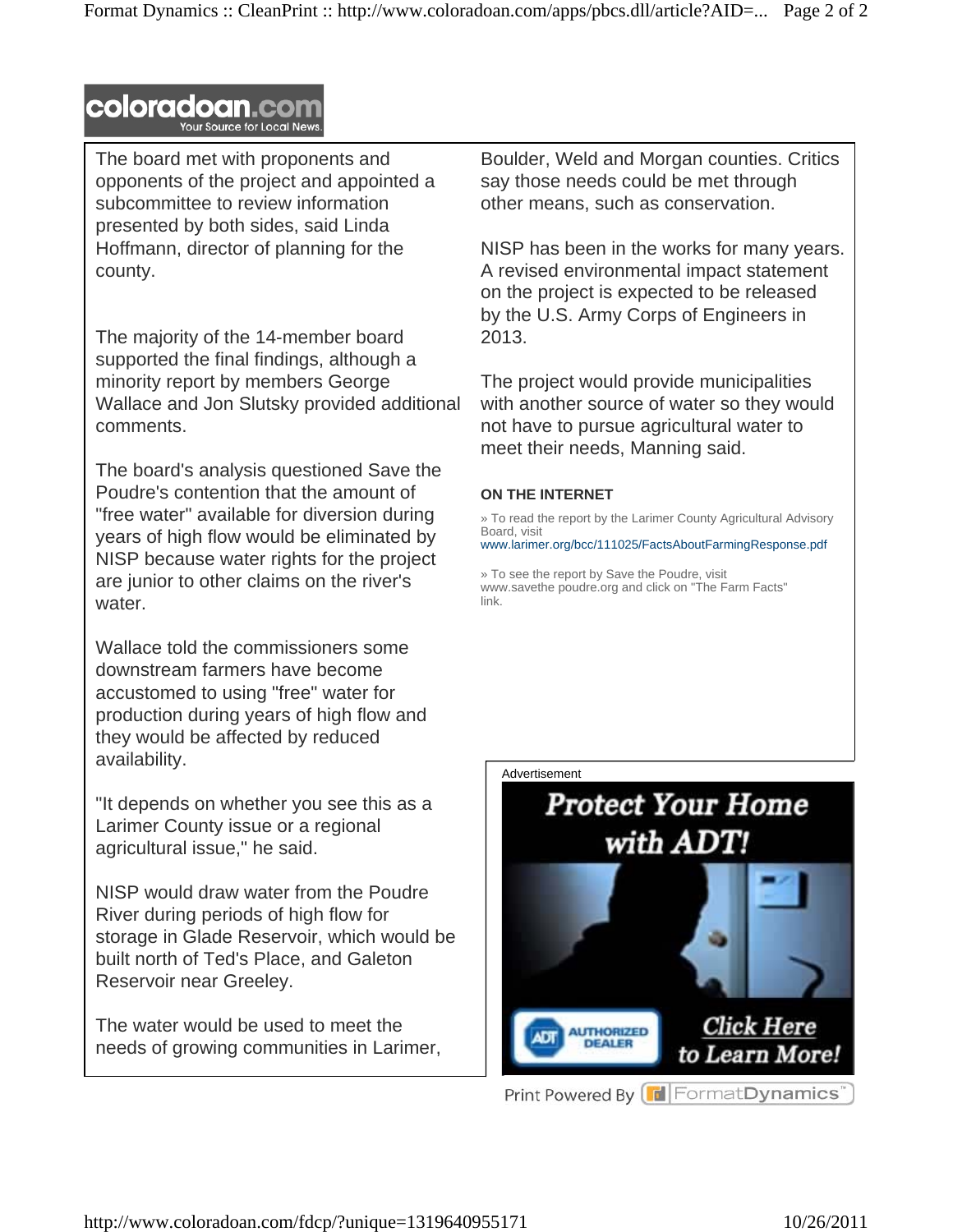The board met with proponents and opponents of the project and appointed a subcommittee to review information presented by both sides, said Linda Hoffmann, director of planning for the county.

The majority of the 14-member board supported the final findings, although a minority report by members George Wallace and Jon Slutsky provided additional comments.

The board's analysis questioned Save the Poudre's contention that the amount of "free water" available for diversion during years of high flow would be eliminated by NISP because water rights for the project are junior to other claims on the river's water.

Wallace told the commissioners some downstream farmers have become accustomed to using "free" water for production during years of high flow and they would be affected by reduced availability.

"It depends on whether you see this as a Larimer County issue or a regional agricultural issue," he said.

NISP would draw water from the Poudre River during periods of high flow for storage in Glade Reservoir, which would be built north of Ted's Place, and Galeton Reservoir near Greeley.

The water would be used to meet the needs of growing communities in Larimer, Boulder, Weld and Morgan counties. Critics say those needs could be met through other means, such as conservation.

NISP has been in the works for many years. A revised environmental impact statement on the project is expected to be released by the U.S. Army Corps of Engineers in 2013.

The project would provide municipalities with another source of water so they would not have to pursue agricultural water to meet their needs, Manning said.

**ON THE INTERNET**

» To read the report by the Larimer County Agricultural Advisory Board, visit www.larimer.org/bcc/111025/FactsAboutFarmingResponse.pdf

» To see the report by Save the Poudre, visit www.savethe poudre.org and click on "The Farm Facts" link.